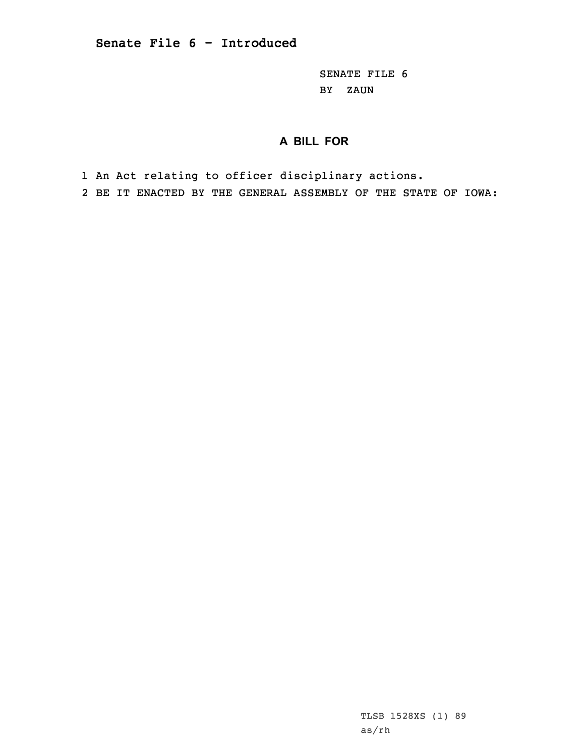# Senate File 6 - Introduced

SENATE FILE 6
BY ZAUN

## A BILL FOR

1 An Act relating to officer disciplinary actions.
2 BE IT ENACTED BY THE GENERAL ASSEMBLY OF THE STATE OF IOWA:

TLSB 1528XS (1) 89
as/rh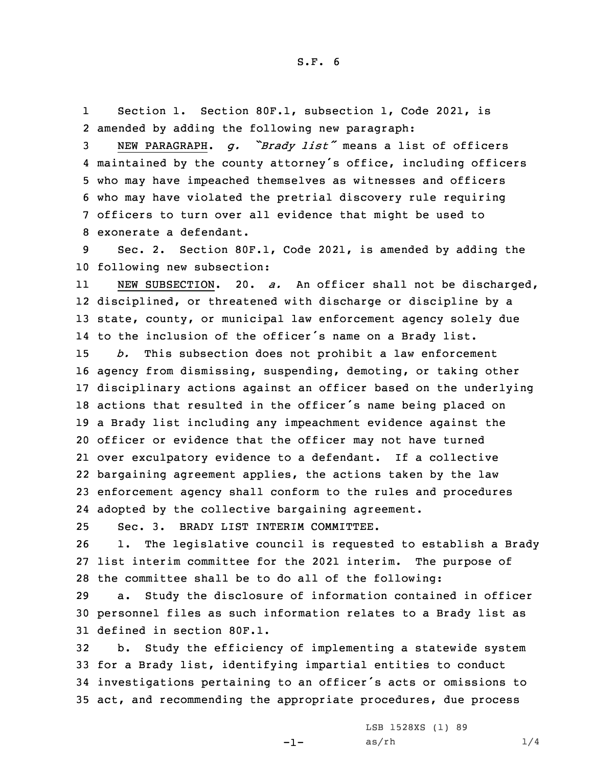Section 1. Section 80F.1, subsection 1, Code 2021, is amended by adding the following new paragraph:

NEW PARAGRAPH. *g. "Brady list"* means a list of officers maintained by the county attorney's office, including officers who may have impeached themselves as witnesses and officers who may have violated the pretrial discovery rule requiring officers to turn over all evidence that might be used to exonerate a defendant.

Sec. 2. Section 80F.1, Code 2021, is amended by adding the following new subsection:

NEW SUBSECTION. 20. *a.* An officer shall not be discharged, disciplined, or threatened with discharge or discipline by a state, county, or municipal law enforcement agency solely due to the inclusion of the officer's name on a Brady list.

*b.* This subsection does not prohibit a law enforcement agency from dismissing, suspending, demoting, or taking other disciplinary actions against an officer based on the underlying actions that resulted in the officer's name being placed on a Brady list including any impeachment evidence against the officer or evidence that the officer may not have turned over exculpatory evidence to a defendant. If a collective bargaining agreement applies, the actions taken by the law enforcement agency shall conform to the rules and procedures adopted by the collective bargaining agreement.

Sec. 3. BRADY LIST INTERIM COMMITTEE.

1. The legislative council is requested to establish a Brady list interim committee for the 2021 interim. The purpose of the committee shall be to do all of the following:

a. Study the disclosure of information contained in officer personnel files as such information relates to a Brady list as defined in section 80F.1.

b. Study the efficiency of implementing a statewide system for a Brady list, identifying impartial entities to conduct investigations pertaining to an officer's acts or omissions to act, and recommending the appropriate procedures, due process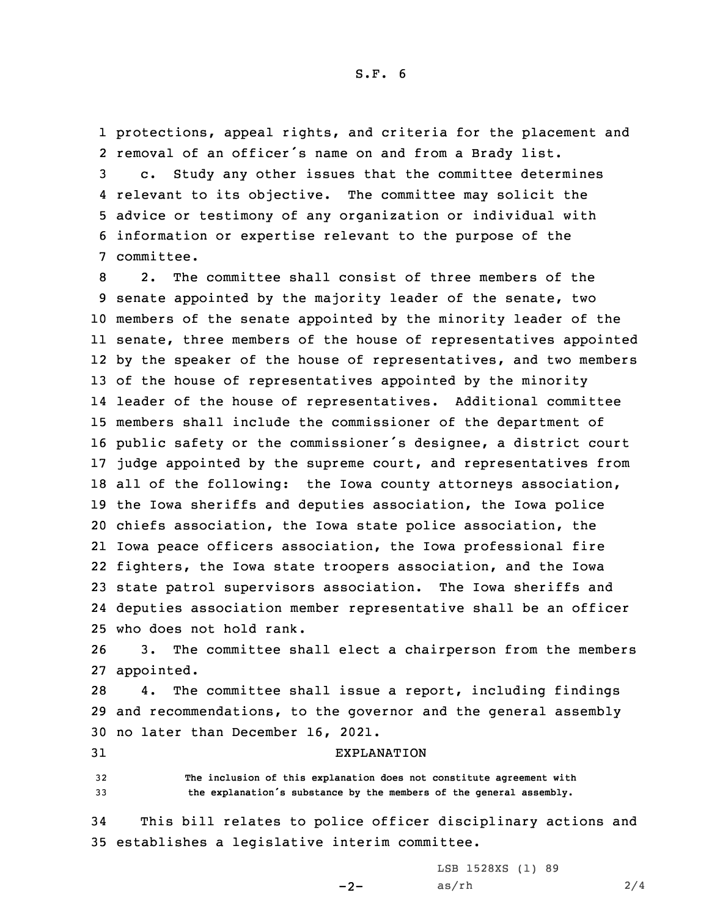protections, appeal rights, and criteria for the placement and removal of an officer's name on and from a Brady list.

c. Study any other issues that the committee determines relevant to its objective. The committee may solicit the advice or testimony of any organization or individual with information or expertise relevant to the purpose of the committee.

2. The committee shall consist of three members of the senate appointed by the majority leader of the senate, two members of the senate appointed by the minority leader of the senate, three members of the house of representatives appointed by the speaker of the house of representatives, and two members of the house of representatives appointed by the minority leader of the house of representatives. Additional committee members shall include the commissioner of the department of public safety or the commissioner's designee, a district court judge appointed by the supreme court, and representatives from all of the following: the Iowa county attorneys association, the Iowa sheriffs and deputies association, the Iowa police chiefs association, the Iowa state police association, the Iowa peace officers association, the Iowa professional fire fighters, the Iowa state troopers association, and the Iowa state patrol supervisors association. The Iowa sheriffs and deputies association member representative shall be an officer who does not hold rank.

3. The committee shall elect a chairperson from the members appointed.

4. The committee shall issue a report, including findings and recommendations, to the governor and the general assembly no later than December 16, 2021.

EXPLANATION

The inclusion of this explanation does not constitute agreement with the explanation's substance by the members of the general assembly.

This bill relates to police officer disciplinary actions and establishes a legislative interim committee.

LSB 1528XS (1) 89
as/rh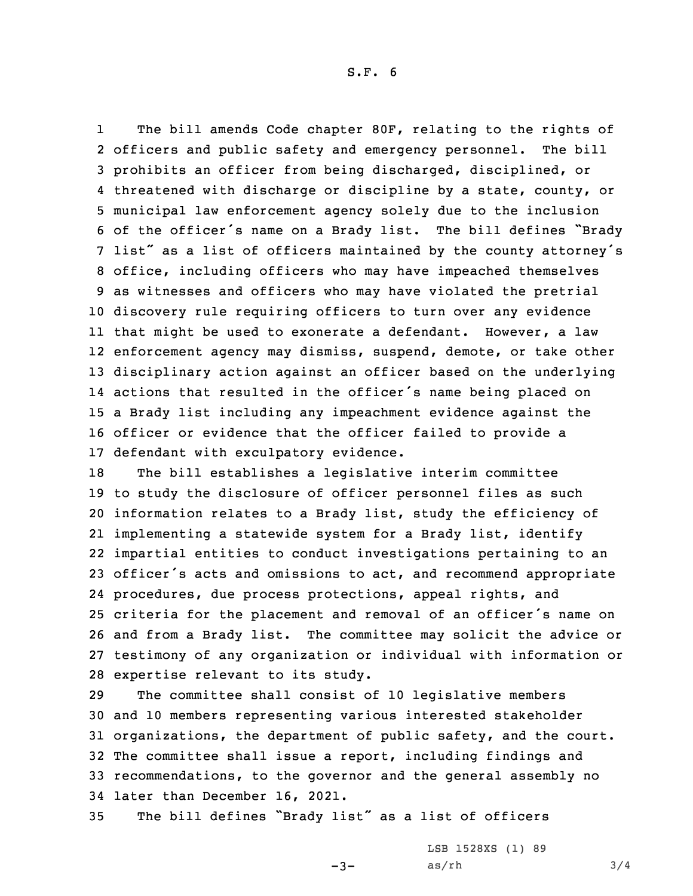The bill amends Code chapter 80F, relating to the rights of officers and public safety and emergency personnel. The bill prohibits an officer from being discharged, disciplined, or threatened with discharge or discipline by a state, county, or municipal law enforcement agency solely due to the inclusion of the officer's name on a Brady list. The bill defines "Brady list" as a list of officers maintained by the county attorney's office, including officers who may have impeached themselves as witnesses and officers who may have violated the pretrial discovery rule requiring officers to turn over any evidence that might be used to exonerate a defendant. However, a law enforcement agency may dismiss, suspend, demote, or take other disciplinary action against an officer based on the underlying actions that resulted in the officer's name being placed on a Brady list including any impeachment evidence against the officer or evidence that the officer failed to provide a defendant with exculpatory evidence.

The bill establishes a legislative interim committee to study the disclosure of officer personnel files as such information relates to a Brady list, study the efficiency of implementing a statewide system for a Brady list, identify impartial entities to conduct investigations pertaining to an officer's acts and omissions to act, and recommend appropriate procedures, due process protections, appeal rights, and criteria for the placement and removal of an officer's name on and from a Brady list. The committee may solicit the advice or testimony of any organization or individual with information or expertise relevant to its study.

The committee shall consist of 10 legislative members and 10 members representing various interested stakeholder organizations, the department of public safety, and the court. The committee shall issue a report, including findings and recommendations, to the governor and the general assembly no later than December 16, 2021.

The bill defines "Brady list" as a list of officers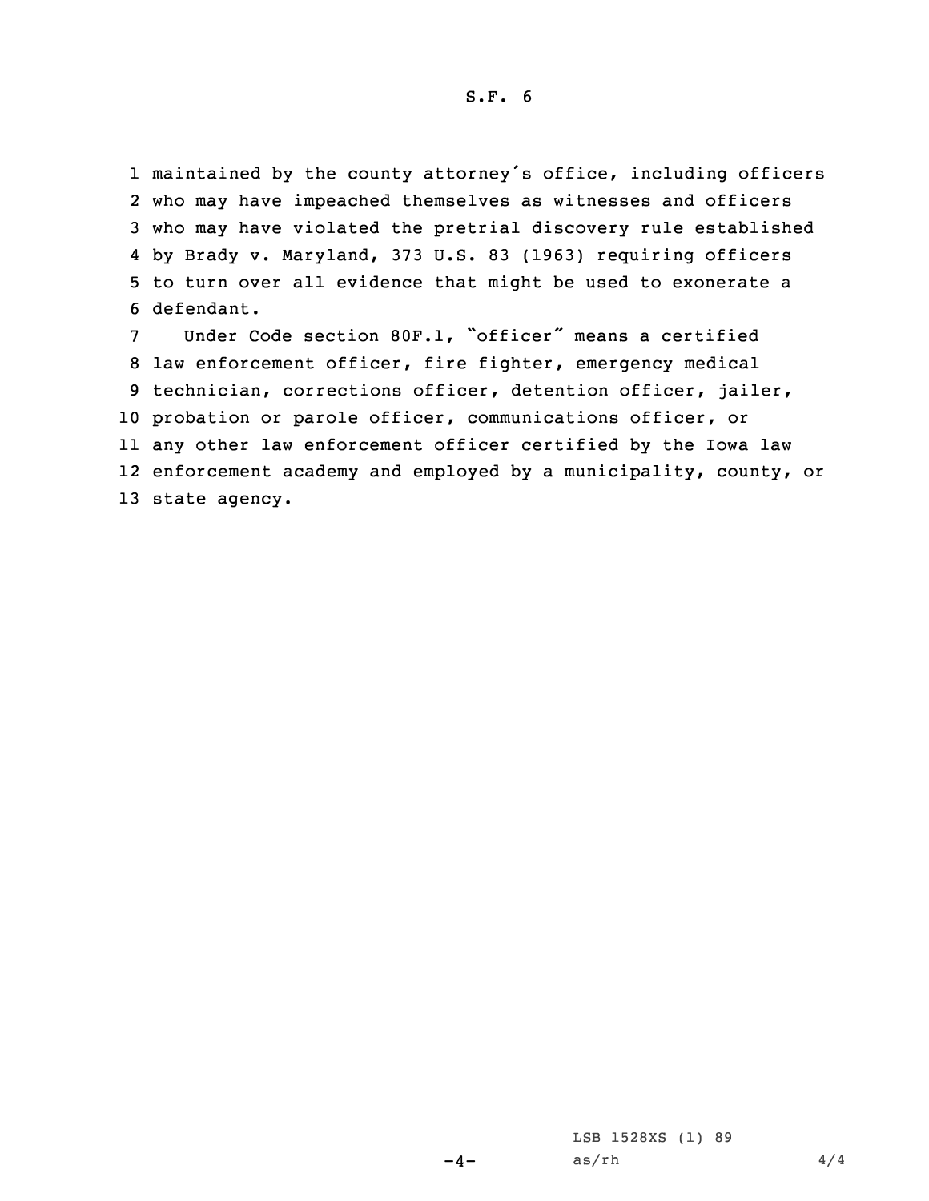maintained by the county attorney's office, including officers who may have impeached themselves as witnesses and officers who may have violated the pretrial discovery rule established by Brady v. Maryland, 373 U.S. 83 (1963) requiring officers to turn over all evidence that might be used to exonerate a defendant.

Under Code section 80F.1, "officer" means a certified law enforcement officer, fire fighter, emergency medical technician, corrections officer, detention officer, jailer, probation or parole officer, communications officer, or any other law enforcement officer certified by the Iowa law enforcement academy and employed by a municipality, county, or state agency.

LSB 1528XS (1) 89
as/rh